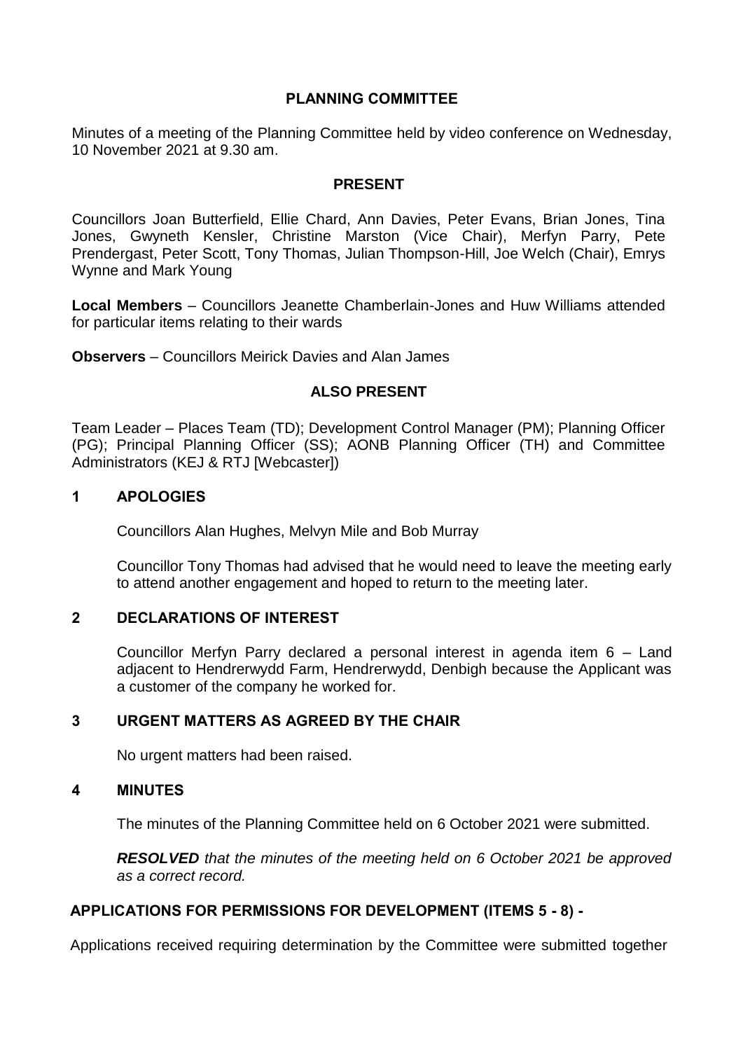# PLANNING COMMITTEE

Minutes of a meeting of the Planning Committee held by video conference on Wednesday, 10 November 2021 at 9.30 am.

## PRESENT

Councillors Joan Butterfield, Ellie Chard, Ann Davies, Peter Evans, Brian Jones, Tina Jones, Gwyneth Kensler, Christine Marston (Vice Chair), Merfyn Parry, Pete Prendergast, Peter Scott, Tony Thomas, Julian Thompson-Hill, Joe Welch (Chair), Emrys Wynne and Mark Young

**Local Members** – Councillors Jeanette Chamberlain-Jones and Huw Williams attended for particular items relating to their wards

**Observers** – Councillors Meirick Davies and Alan James

## ALSO PRESENT

Team Leader – Places Team (TD); Development Control Manager (PM); Planning Officer (PG); Principal Planning Officer (SS); AONB Planning Officer (TH) and Committee Administrators (KEJ & RTJ [Webcaster])

## 1 APOLOGIES

Councillors Alan Hughes, Melvyn Mile and Bob Murray

Councillor Tony Thomas had advised that he would need to leave the meeting early to attend another engagement and hoped to return to the meeting later.

## 2 DECLARATIONS OF INTEREST

Councillor Merfyn Parry declared a personal interest in agenda item 6 – Land adjacent to Hendrerwydd Farm, Hendrerwydd, Denbigh because the Applicant was a customer of the company he worked for.

## 3 URGENT MATTERS AS AGREED BY THE CHAIR

No urgent matters had been raised.

## 4 MINUTES

The minutes of the Planning Committee held on 6 October 2021 were submitted.

***RESOLVED*** *that the minutes of the meeting held on 6 October 2021 be approved as a correct record.*

## APPLICATIONS FOR PERMISSIONS FOR DEVELOPMENT (ITEMS 5 - 8) -

Applications received requiring determination by the Committee were submitted together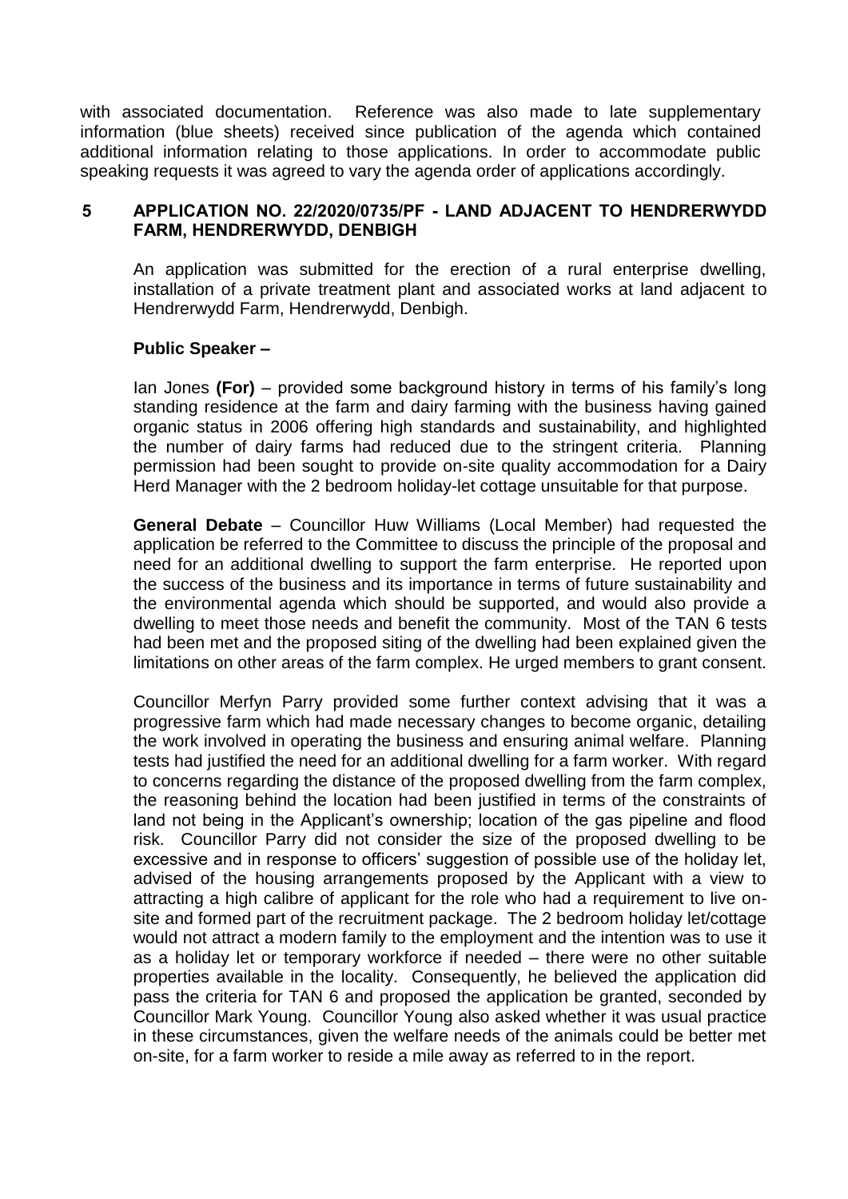with associated documentation. Reference was also made to late supplementary information (blue sheets) received since publication of the agenda which contained additional information relating to those applications. In order to accommodate public speaking requests it was agreed to vary the agenda order of applications accordingly.

## 5 APPLICATION NO. 22/2020/0735/PF - LAND ADJACENT TO HENDRERWYDD FARM, HENDRERWYDD, DENBIGH

An application was submitted for the erection of a rural enterprise dwelling, installation of a private treatment plant and associated works at land adjacent to Hendrerwydd Farm, Hendrerwydd, Denbigh.

**Public Speaker –**

Ian Jones **(For)** – provided some background history in terms of his family's long standing residence at the farm and dairy farming with the business having gained organic status in 2006 offering high standards and sustainability, and highlighted the number of dairy farms had reduced due to the stringent criteria. Planning permission had been sought to provide on-site quality accommodation for a Dairy Herd Manager with the 2 bedroom holiday-let cottage unsuitable for that purpose.

**General Debate** – Councillor Huw Williams (Local Member) had requested the application be referred to the Committee to discuss the principle of the proposal and need for an additional dwelling to support the farm enterprise. He reported upon the success of the business and its importance in terms of future sustainability and the environmental agenda which should be supported, and would also provide a dwelling to meet those needs and benefit the community. Most of the TAN 6 tests had been met and the proposed siting of the dwelling had been explained given the limitations on other areas of the farm complex. He urged members to grant consent.

Councillor Merfyn Parry provided some further context advising that it was a progressive farm which had made necessary changes to become organic, detailing the work involved in operating the business and ensuring animal welfare. Planning tests had justified the need for an additional dwelling for a farm worker. With regard to concerns regarding the distance of the proposed dwelling from the farm complex, the reasoning behind the location had been justified in terms of the constraints of land not being in the Applicant's ownership; location of the gas pipeline and flood risk. Councillor Parry did not consider the size of the proposed dwelling to be excessive and in response to officers' suggestion of possible use of the holiday let, advised of the housing arrangements proposed by the Applicant with a view to attracting a high calibre of applicant for the role who had a requirement to live on-site and formed part of the recruitment package. The 2 bedroom holiday let/cottage would not attract a modern family to the employment and the intention was to use it as a holiday let or temporary workforce if needed – there were no other suitable properties available in the locality. Consequently, he believed the application did pass the criteria for TAN 6 and proposed the application be granted, seconded by Councillor Mark Young. Councillor Young also asked whether it was usual practice in these circumstances, given the welfare needs of the animals could be better met on-site, for a farm worker to reside a mile away as referred to in the report.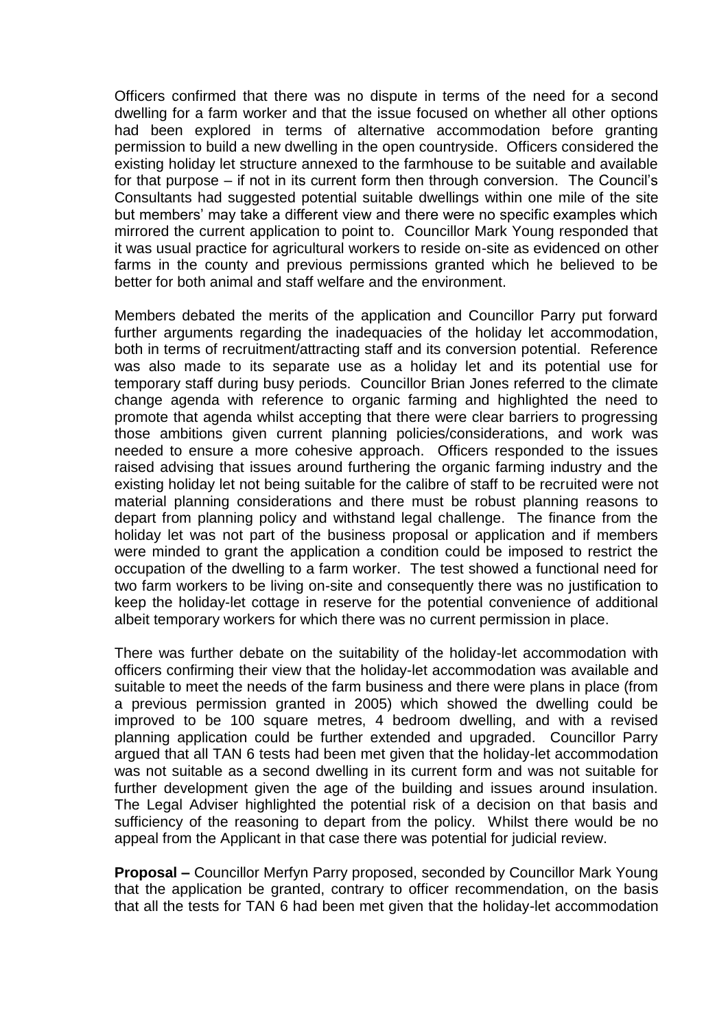Officers confirmed that there was no dispute in terms of the need for a second dwelling for a farm worker and that the issue focused on whether all other options had been explored in terms of alternative accommodation before granting permission to build a new dwelling in the open countryside. Officers considered the existing holiday let structure annexed to the farmhouse to be suitable and available for that purpose – if not in its current form then through conversion. The Council's Consultants had suggested potential suitable dwellings within one mile of the site but members' may take a different view and there were no specific examples which mirrored the current application to point to. Councillor Mark Young responded that it was usual practice for agricultural workers to reside on-site as evidenced on other farms in the county and previous permissions granted which he believed to be better for both animal and staff welfare and the environment.

Members debated the merits of the application and Councillor Parry put forward further arguments regarding the inadequacies of the holiday let accommodation, both in terms of recruitment/attracting staff and its conversion potential. Reference was also made to its separate use as a holiday let and its potential use for temporary staff during busy periods. Councillor Brian Jones referred to the climate change agenda with reference to organic farming and highlighted the need to promote that agenda whilst accepting that there were clear barriers to progressing those ambitions given current planning policies/considerations, and work was needed to ensure a more cohesive approach. Officers responded to the issues raised advising that issues around furthering the organic farming industry and the existing holiday let not being suitable for the calibre of staff to be recruited were not material planning considerations and there must be robust planning reasons to depart from planning policy and withstand legal challenge. The finance from the holiday let was not part of the business proposal or application and if members were minded to grant the application a condition could be imposed to restrict the occupation of the dwelling to a farm worker. The test showed a functional need for two farm workers to be living on-site and consequently there was no justification to keep the holiday-let cottage in reserve for the potential convenience of additional albeit temporary workers for which there was no current permission in place.

There was further debate on the suitability of the holiday-let accommodation with officers confirming their view that the holiday-let accommodation was available and suitable to meet the needs of the farm business and there were plans in place (from a previous permission granted in 2005) which showed the dwelling could be improved to be 100 square metres, 4 bedroom dwelling, and with a revised planning application could be further extended and upgraded. Councillor Parry argued that all TAN 6 tests had been met given that the holiday-let accommodation was not suitable as a second dwelling in its current form and was not suitable for further development given the age of the building and issues around insulation. The Legal Adviser highlighted the potential risk of a decision on that basis and sufficiency of the reasoning to depart from the policy. Whilst there would be no appeal from the Applicant in that case there was potential for judicial review.

**Proposal –** Councillor Merfyn Parry proposed, seconded by Councillor Mark Young that the application be granted, contrary to officer recommendation, on the basis that all the tests for TAN 6 had been met given that the holiday-let accommodation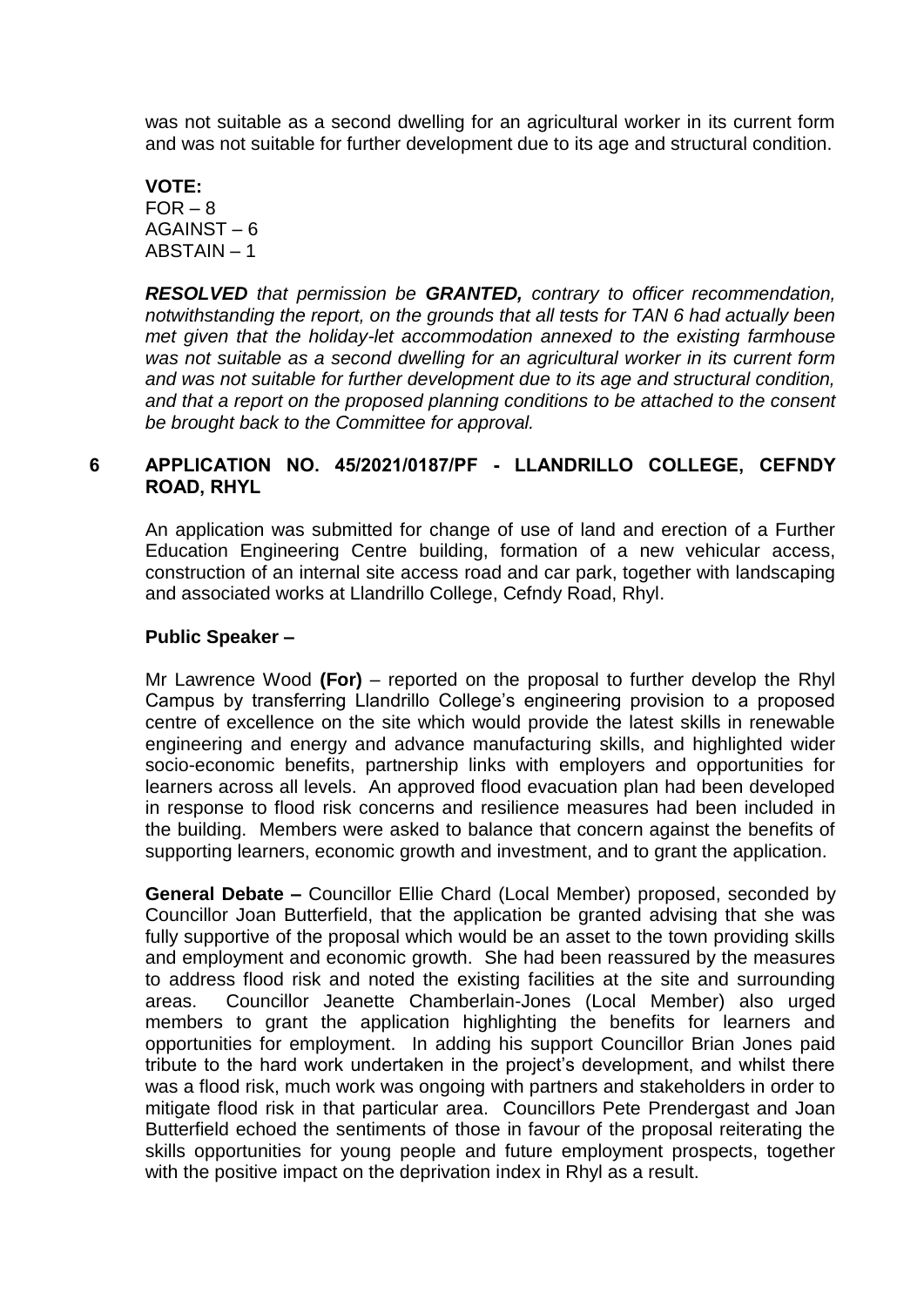was not suitable as a second dwelling for an agricultural worker in its current form and was not suitable for further development due to its age and structural condition.

**VOTE:**
FOR – 8
AGAINST – 6
ABSTAIN – 1

***RESOLVED*** *that permission be* ***GRANTED,*** *contrary to officer recommendation, notwithstanding the report, on the grounds that all tests for TAN 6 had actually been met given that the holiday-let accommodation annexed to the existing farmhouse was not suitable as a second dwelling for an agricultural worker in its current form and was not suitable for further development due to its age and structural condition, and that a report on the proposed planning conditions to be attached to the consent be brought back to the Committee for approval.*

## 6 APPLICATION NO. 45/2021/0187/PF - LLANDRILLO COLLEGE, CEFNDY ROAD, RHYL

An application was submitted for change of use of land and erection of a Further Education Engineering Centre building, formation of a new vehicular access, construction of an internal site access road and car park, together with landscaping and associated works at Llandrillo College, Cefndy Road, Rhyl.

**Public Speaker –**

Mr Lawrence Wood **(For)** – reported on the proposal to further develop the Rhyl Campus by transferring Llandrillo College's engineering provision to a proposed centre of excellence on the site which would provide the latest skills in renewable engineering and energy and advance manufacturing skills, and highlighted wider socio-economic benefits, partnership links with employers and opportunities for learners across all levels. An approved flood evacuation plan had been developed in response to flood risk concerns and resilience measures had been included in the building. Members were asked to balance that concern against the benefits of supporting learners, economic growth and investment, and to grant the application.

**General Debate –** Councillor Ellie Chard (Local Member) proposed, seconded by Councillor Joan Butterfield, that the application be granted advising that she was fully supportive of the proposal which would be an asset to the town providing skills and employment and economic growth. She had been reassured by the measures to address flood risk and noted the existing facilities at the site and surrounding areas. Councillor Jeanette Chamberlain-Jones (Local Member) also urged members to grant the application highlighting the benefits for learners and opportunities for employment. In adding his support Councillor Brian Jones paid tribute to the hard work undertaken in the project's development, and whilst there was a flood risk, much work was ongoing with partners and stakeholders in order to mitigate flood risk in that particular area. Councillors Pete Prendergast and Joan Butterfield echoed the sentiments of those in favour of the proposal reiterating the skills opportunities for young people and future employment prospects, together with the positive impact on the deprivation index in Rhyl as a result.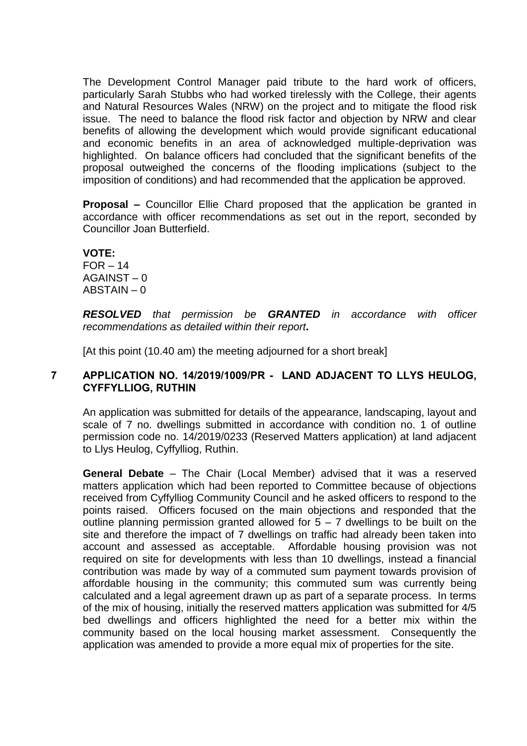The Development Control Manager paid tribute to the hard work of officers, particularly Sarah Stubbs who had worked tirelessly with the College, their agents and Natural Resources Wales (NRW) on the project and to mitigate the flood risk issue. The need to balance the flood risk factor and objection by NRW and clear benefits of allowing the development which would provide significant educational and economic benefits in an area of acknowledged multiple-deprivation was highlighted. On balance officers had concluded that the significant benefits of the proposal outweighed the concerns of the flooding implications (subject to the imposition of conditions) and had recommended that the application be approved.

**Proposal –** Councillor Ellie Chard proposed that the application be granted in accordance with officer recommendations as set out in the report, seconded by Councillor Joan Butterfield.

**VOTE:**
FOR – 14
AGAINST – 0
ABSTAIN – 0

***RESOLVED*** *that permission be* ***GRANTED*** *in accordance with officer recommendations as detailed within their report.*

[At this point (10.40 am) the meeting adjourned for a short break]

## 7 APPLICATION NO. 14/2019/1009/PR - LAND ADJACENT TO LLYS HEULOG, CYFFYLLIOG, RUTHIN

An application was submitted for details of the appearance, landscaping, layout and scale of 7 no. dwellings submitted in accordance with condition no. 1 of outline permission code no. 14/2019/0233 (Reserved Matters application) at land adjacent to Llys Heulog, Cyffylliog, Ruthin.

**General Debate** – The Chair (Local Member) advised that it was a reserved matters application which had been reported to Committee because of objections received from Cyffylliog Community Council and he asked officers to respond to the points raised. Officers focused on the main objections and responded that the outline planning permission granted allowed for 5 – 7 dwellings to be built on the site and therefore the impact of 7 dwellings on traffic had already been taken into account and assessed as acceptable. Affordable housing provision was not required on site for developments with less than 10 dwellings, instead a financial contribution was made by way of a commuted sum payment towards provision of affordable housing in the community; this commuted sum was currently being calculated and a legal agreement drawn up as part of a separate process. In terms of the mix of housing, initially the reserved matters application was submitted for 4/5 bed dwellings and officers highlighted the need for a better mix within the community based on the local housing market assessment. Consequently the application was amended to provide a more equal mix of properties for the site.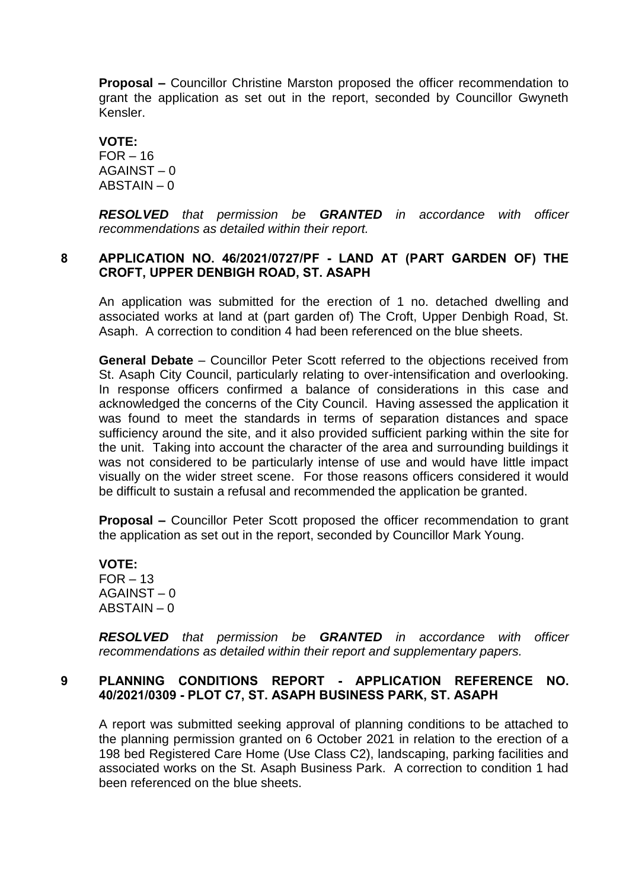**Proposal –** Councillor Christine Marston proposed the officer recommendation to grant the application as set out in the report, seconded by Councillor Gwyneth Kensler.

**VOTE:**
FOR – 16
AGAINST – 0
ABSTAIN – 0

***RESOLVED*** *that permission be* ***GRANTED*** *in accordance with officer recommendations as detailed within their report.*

## 8 APPLICATION NO. 46/2021/0727/PF - LAND AT (PART GARDEN OF) THE CROFT, UPPER DENBIGH ROAD, ST. ASAPH

An application was submitted for the erection of 1 no. detached dwelling and associated works at land at (part garden of) The Croft, Upper Denbigh Road, St. Asaph. A correction to condition 4 had been referenced on the blue sheets.

**General Debate** – Councillor Peter Scott referred to the objections received from St. Asaph City Council, particularly relating to over-intensification and overlooking. In response officers confirmed a balance of considerations in this case and acknowledged the concerns of the City Council. Having assessed the application it was found to meet the standards in terms of separation distances and space sufficiency around the site, and it also provided sufficient parking within the site for the unit. Taking into account the character of the area and surrounding buildings it was not considered to be particularly intense of use and would have little impact visually on the wider street scene. For those reasons officers considered it would be difficult to sustain a refusal and recommended the application be granted.

**Proposal –** Councillor Peter Scott proposed the officer recommendation to grant the application as set out in the report, seconded by Councillor Mark Young.

**VOTE:**
FOR – 13
AGAINST – 0
ABSTAIN – 0

***RESOLVED*** *that permission be* ***GRANTED*** *in accordance with officer recommendations as detailed within their report and supplementary papers.*

## 9 PLANNING CONDITIONS REPORT - APPLICATION REFERENCE NO. 40/2021/0309 - PLOT C7, ST. ASAPH BUSINESS PARK, ST. ASAPH

A report was submitted seeking approval of planning conditions to be attached to the planning permission granted on 6 October 2021 in relation to the erection of a 198 bed Registered Care Home (Use Class C2), landscaping, parking facilities and associated works on the St. Asaph Business Park. A correction to condition 1 had been referenced on the blue sheets.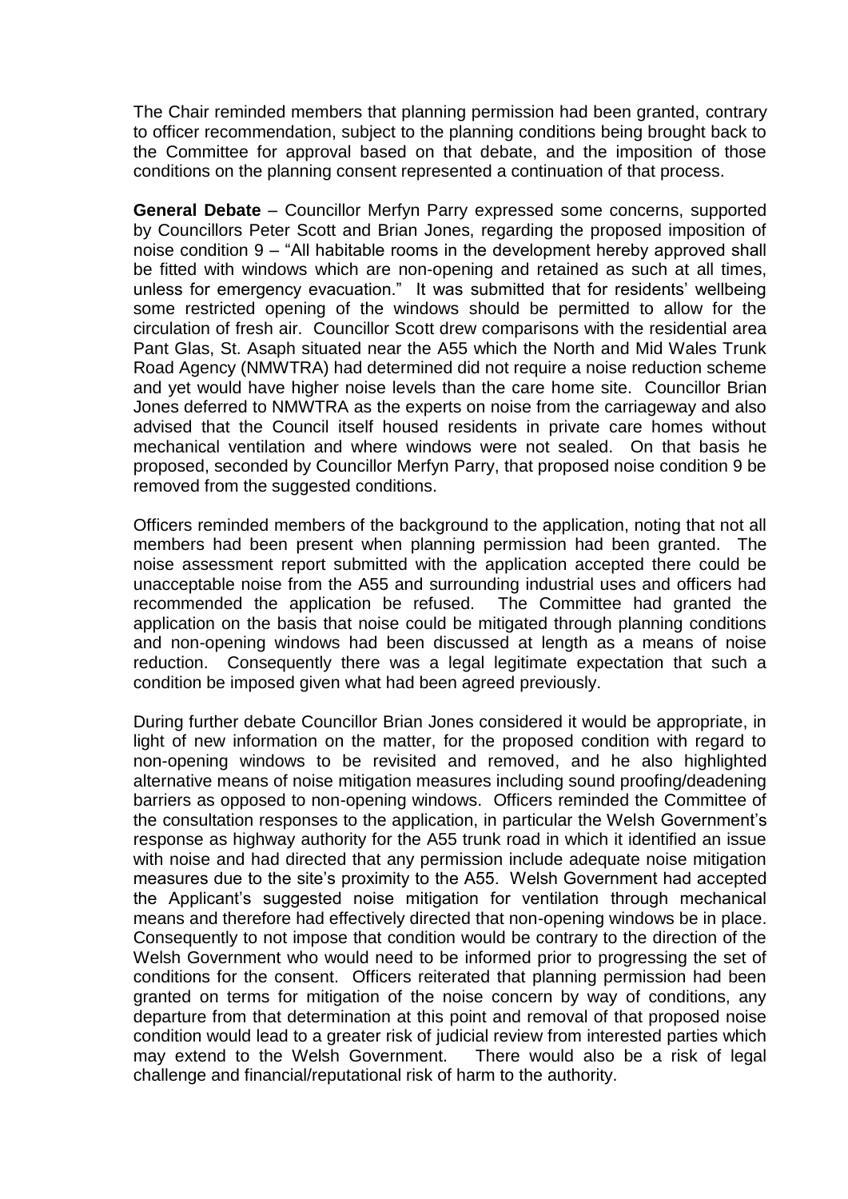The Chair reminded members that planning permission had been granted, contrary to officer recommendation, subject to the planning conditions being brought back to the Committee for approval based on that debate, and the imposition of those conditions on the planning consent represented a continuation of that process.

**General Debate** – Councillor Merfyn Parry expressed some concerns, supported by Councillors Peter Scott and Brian Jones, regarding the proposed imposition of noise condition 9 – "All habitable rooms in the development hereby approved shall be fitted with windows which are non-opening and retained as such at all times, unless for emergency evacuation." It was submitted that for residents' wellbeing some restricted opening of the windows should be permitted to allow for the circulation of fresh air. Councillor Scott drew comparisons with the residential area Pant Glas, St. Asaph situated near the A55 which the North and Mid Wales Trunk Road Agency (NMWTRA) had determined did not require a noise reduction scheme and yet would have higher noise levels than the care home site. Councillor Brian Jones deferred to NMWTRA as the experts on noise from the carriageway and also advised that the Council itself housed residents in private care homes without mechanical ventilation and where windows were not sealed. On that basis he proposed, seconded by Councillor Merfyn Parry, that proposed noise condition 9 be removed from the suggested conditions.

Officers reminded members of the background to the application, noting that not all members had been present when planning permission had been granted. The noise assessment report submitted with the application accepted there could be unacceptable noise from the A55 and surrounding industrial uses and officers had recommended the application be refused. The Committee had granted the application on the basis that noise could be mitigated through planning conditions and non-opening windows had been discussed at length as a means of noise reduction. Consequently there was a legal legitimate expectation that such a condition be imposed given what had been agreed previously.

During further debate Councillor Brian Jones considered it would be appropriate, in light of new information on the matter, for the proposed condition with regard to non-opening windows to be revisited and removed, and he also highlighted alternative means of noise mitigation measures including sound proofing/deadening barriers as opposed to non-opening windows. Officers reminded the Committee of the consultation responses to the application, in particular the Welsh Government's response as highway authority for the A55 trunk road in which it identified an issue with noise and had directed that any permission include adequate noise mitigation measures due to the site's proximity to the A55. Welsh Government had accepted the Applicant's suggested noise mitigation for ventilation through mechanical means and therefore had effectively directed that non-opening windows be in place. Consequently to not impose that condition would be contrary to the direction of the Welsh Government who would need to be informed prior to progressing the set of conditions for the consent. Officers reiterated that planning permission had been granted on terms for mitigation of the noise concern by way of conditions, any departure from that determination at this point and removal of that proposed noise condition would lead to a greater risk of judicial review from interested parties which may extend to the Welsh Government. There would also be a risk of legal challenge and financial/reputational risk of harm to the authority.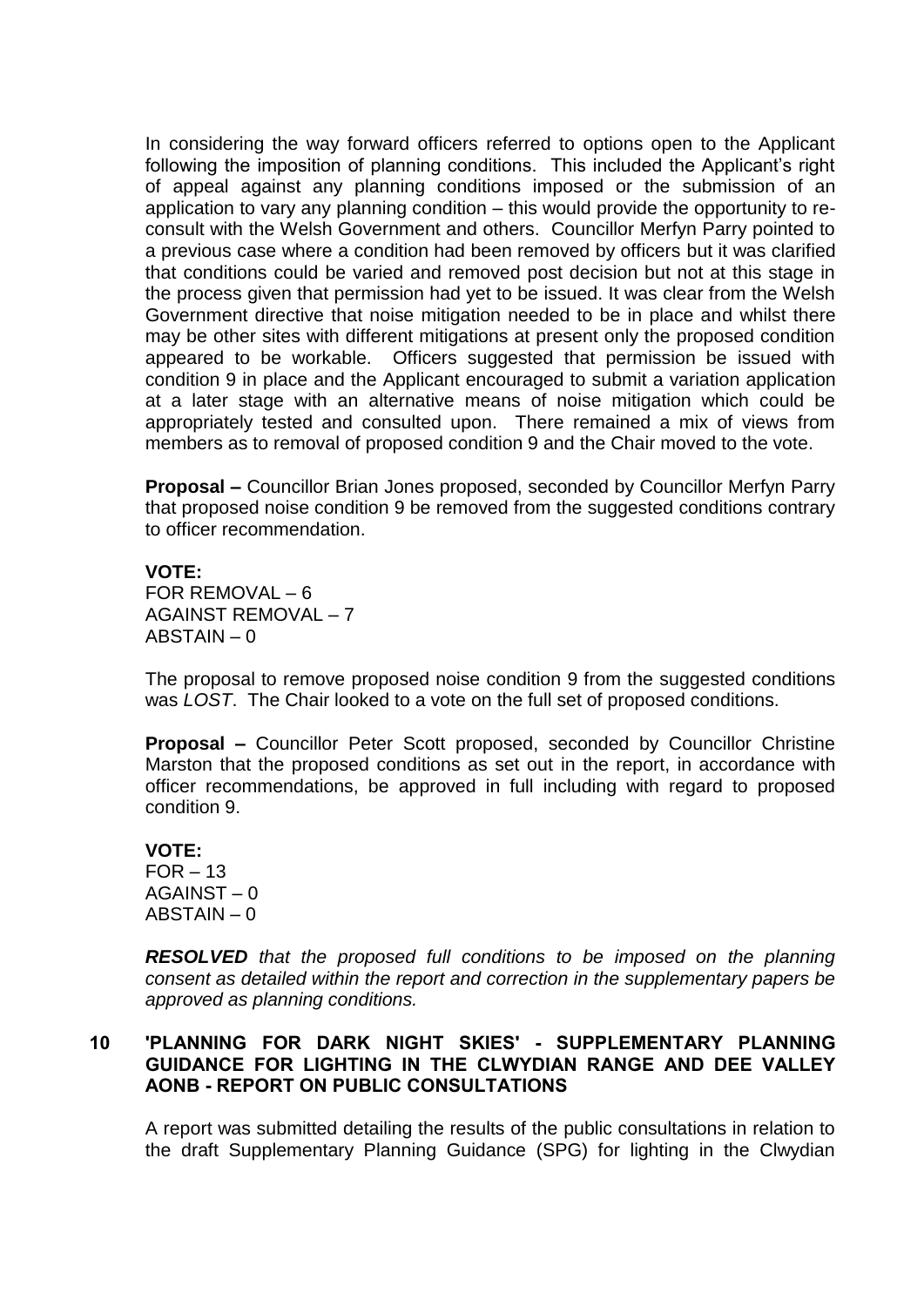In considering the way forward officers referred to options open to the Applicant following the imposition of planning conditions. This included the Applicant's right of appeal against any planning conditions imposed or the submission of an application to vary any planning condition – this would provide the opportunity to re-consult with the Welsh Government and others. Councillor Merfyn Parry pointed to a previous case where a condition had been removed by officers but it was clarified that conditions could be varied and removed post decision but not at this stage in the process given that permission had yet to be issued. It was clear from the Welsh Government directive that noise mitigation needed to be in place and whilst there may be other sites with different mitigations at present only the proposed condition appeared to be workable. Officers suggested that permission be issued with condition 9 in place and the Applicant encouraged to submit a variation application at a later stage with an alternative means of noise mitigation which could be appropriately tested and consulted upon. There remained a mix of views from members as to removal of proposed condition 9 and the Chair moved to the vote.

**Proposal –** Councillor Brian Jones proposed, seconded by Councillor Merfyn Parry that proposed noise condition 9 be removed from the suggested conditions contrary to officer recommendation.

**VOTE:**
FOR REMOVAL – 6
AGAINST REMOVAL – 7
ABSTAIN – 0

The proposal to remove proposed noise condition 9 from the suggested conditions was *LOST*. The Chair looked to a vote on the full set of proposed conditions.

**Proposal –** Councillor Peter Scott proposed, seconded by Councillor Christine Marston that the proposed conditions as set out in the report, in accordance with officer recommendations, be approved in full including with regard to proposed condition 9.

**VOTE:**
FOR – 13
AGAINST – 0
ABSTAIN – 0

***RESOLVED*** *that the proposed full conditions to be imposed on the planning consent as detailed within the report and correction in the supplementary papers be approved as planning conditions.*

## 10 'PLANNING FOR DARK NIGHT SKIES' - SUPPLEMENTARY PLANNING GUIDANCE FOR LIGHTING IN THE CLWYDIAN RANGE AND DEE VALLEY AONB - REPORT ON PUBLIC CONSULTATIONS

A report was submitted detailing the results of the public consultations in relation to the draft Supplementary Planning Guidance (SPG) for lighting in the Clwydian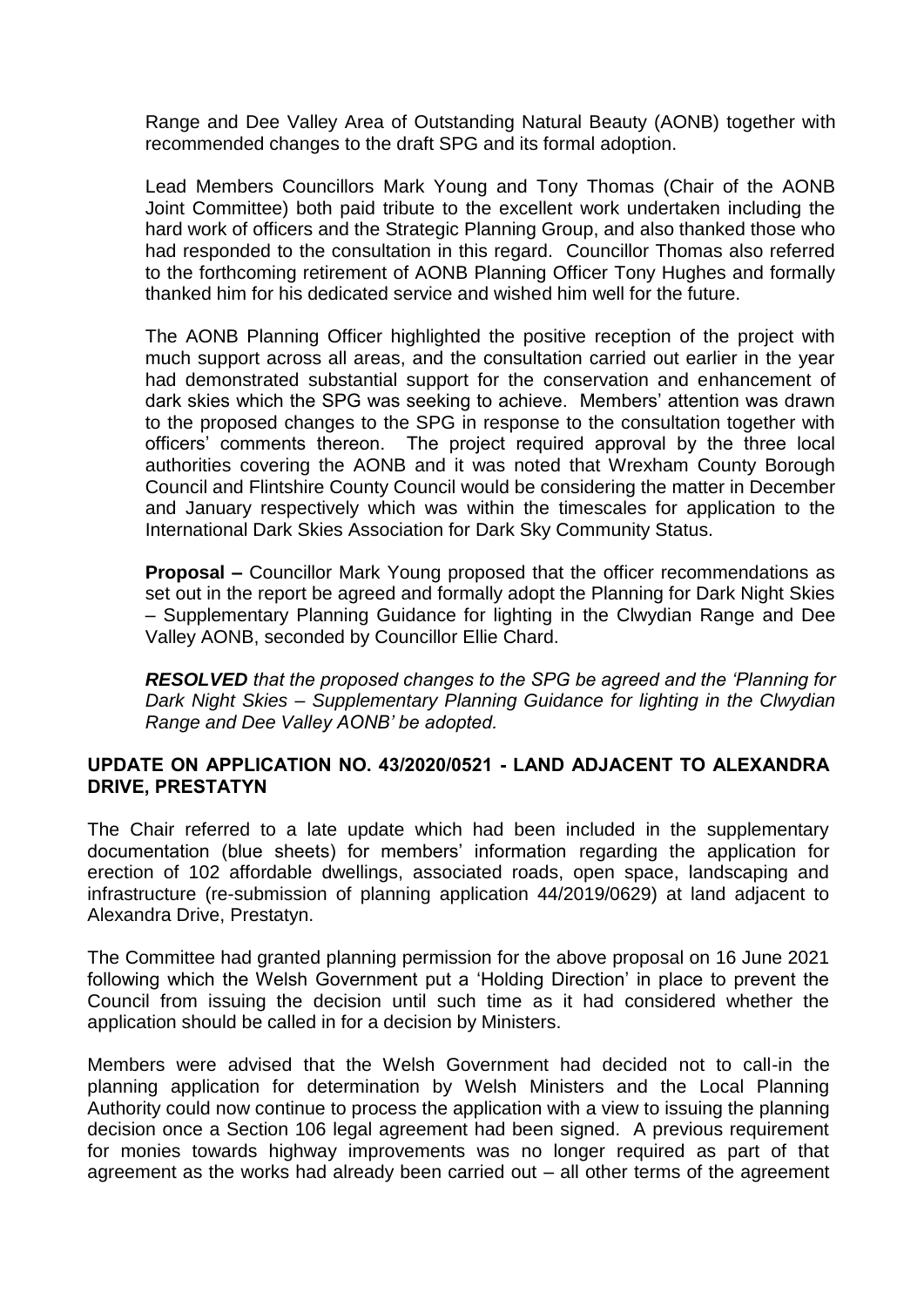Range and Dee Valley Area of Outstanding Natural Beauty (AONB) together with recommended changes to the draft SPG and its formal adoption.

Lead Members Councillors Mark Young and Tony Thomas (Chair of the AONB Joint Committee) both paid tribute to the excellent work undertaken including the hard work of officers and the Strategic Planning Group, and also thanked those who had responded to the consultation in this regard. Councillor Thomas also referred to the forthcoming retirement of AONB Planning Officer Tony Hughes and formally thanked him for his dedicated service and wished him well for the future.

The AONB Planning Officer highlighted the positive reception of the project with much support across all areas, and the consultation carried out earlier in the year had demonstrated substantial support for the conservation and enhancement of dark skies which the SPG was seeking to achieve. Members' attention was drawn to the proposed changes to the SPG in response to the consultation together with officers' comments thereon. The project required approval by the three local authorities covering the AONB and it was noted that Wrexham County Borough Council and Flintshire County Council would be considering the matter in December and January respectively which was within the timescales for application to the International Dark Skies Association for Dark Sky Community Status.

**Proposal –** Councillor Mark Young proposed that the officer recommendations as set out in the report be agreed and formally adopt the Planning for Dark Night Skies – Supplementary Planning Guidance for lighting in the Clwydian Range and Dee Valley AONB, seconded by Councillor Ellie Chard.

***RESOLVED*** *that the proposed changes to the SPG be agreed and the 'Planning for Dark Night Skies – Supplementary Planning Guidance for lighting in the Clwydian Range and Dee Valley AONB' be adopted.*

## UPDATE ON APPLICATION NO. 43/2020/0521 - LAND ADJACENT TO ALEXANDRA DRIVE, PRESTATYN

The Chair referred to a late update which had been included in the supplementary documentation (blue sheets) for members' information regarding the application for erection of 102 affordable dwellings, associated roads, open space, landscaping and infrastructure (re-submission of planning application 44/2019/0629) at land adjacent to Alexandra Drive, Prestatyn.

The Committee had granted planning permission for the above proposal on 16 June 2021 following which the Welsh Government put a 'Holding Direction' in place to prevent the Council from issuing the decision until such time as it had considered whether the application should be called in for a decision by Ministers.

Members were advised that the Welsh Government had decided not to call-in the planning application for determination by Welsh Ministers and the Local Planning Authority could now continue to process the application with a view to issuing the planning decision once a Section 106 legal agreement had been signed. A previous requirement for monies towards highway improvements was no longer required as part of that agreement as the works had already been carried out – all other terms of the agreement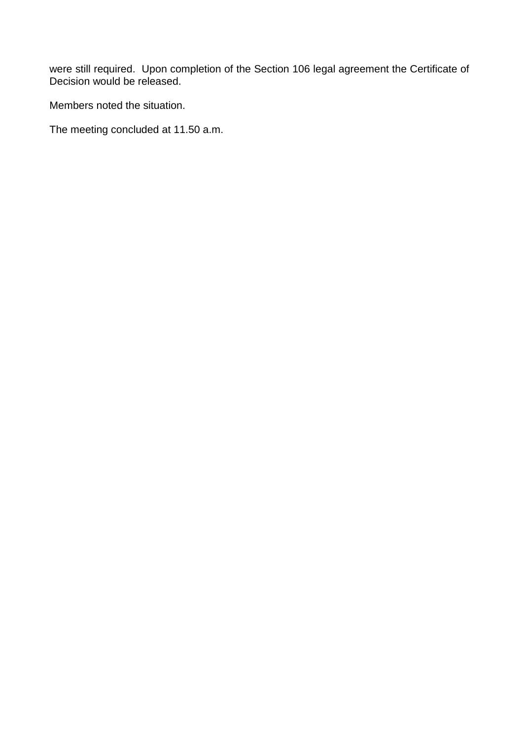were still required. Upon completion of the Section 106 legal agreement the Certificate of Decision would be released.

Members noted the situation.

The meeting concluded at 11.50 a.m.